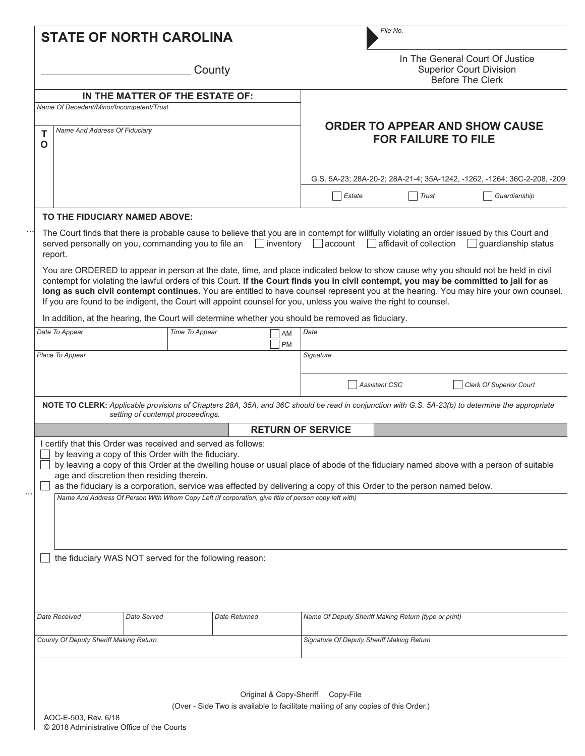# STATE OF NORTH CAROLINA

_________________________ County

File No.

In The General Court Of Justice
Superior Court Division
Before The Clerk

**IN THE MATTER OF THE ESTATE OF:**

*Name Of Decedent/Minor/Incompetent/Trust*

**TO** *Name And Address Of Fiduciary*

## ORDER TO APPEAR AND SHOW CAUSE FOR FAILURE TO FILE

G.S. 5A-23; 28A-20-2; 28A-21-4; 35A-1242, -1262, -1264; 36C-2-208, -209

☐ Estate ☐ Trust ☐ Guardianship

**TO THE FIDUCIARY NAMED ABOVE:**

The Court finds that there is probable cause to believe that you are in contempt for willfully violating an order issued by this Court and served personally on you, commanding you to file an ☐ inventory ☐ account ☐ affidavit of collection ☐ guardianship status report.

You are ORDERED to appear in person at the date, time, and place indicated below to show cause why you should not be held in civil contempt for violating the lawful orders of this Court. **If the Court finds you in civil contempt, you may be committed to jail for as long as such civil contempt continues.** You are entitled to have counsel represent you at the hearing. You may hire your own counsel. If you are found to be indigent, the Court will appoint counsel for you, unless you waive the right to counsel.

In addition, at the hearing, the Court will determine whether you should be removed as fiduciary.

| Date To Appear | Time To Appear ☐ AM ☐ PM | Date |
|---|---|---|
| Place To Appear | | Signature |
| | | ☐ Assistant CSC ☐ Clerk Of Superior Court |

**NOTE TO CLERK:** *Applicable provisions of Chapters 28A, 35A, and 36C should be read in conjunction with G.S. 5A-23(b) to determine the appropriate setting of contempt proceedings.*

## RETURN OF SERVICE

I certify that this Order was received and served as follows:

☐ by leaving a copy of this Order with the fiduciary.

☐ by leaving a copy of this Order at the dwelling house or usual place of abode of the fiduciary named above with a person of suitable age and discretion then residing therein.

☐ as the fiduciary is a corporation, service was effected by delivering a copy of this Order to the person named below.

*Name And Address Of Person With Whom Copy Left (if corporation, give title of person copy left with)*

☐ the fiduciary WAS NOT served for the following reason:

| Date Received | Date Served | Date Returned | Name Of Deputy Sheriff Making Return (type or print) |
|---|---|---|---|
| County Of Deputy Sheriff Making Return | | | Signature Of Deputy Sheriff Making Return |

Original & Copy-Sheriff Copy-File

(Over - Side Two is available to facilitate mailing of any copies of this Order.)

AOC-E-503, Rev. 6/18
© 2018 Administrative Office of the Courts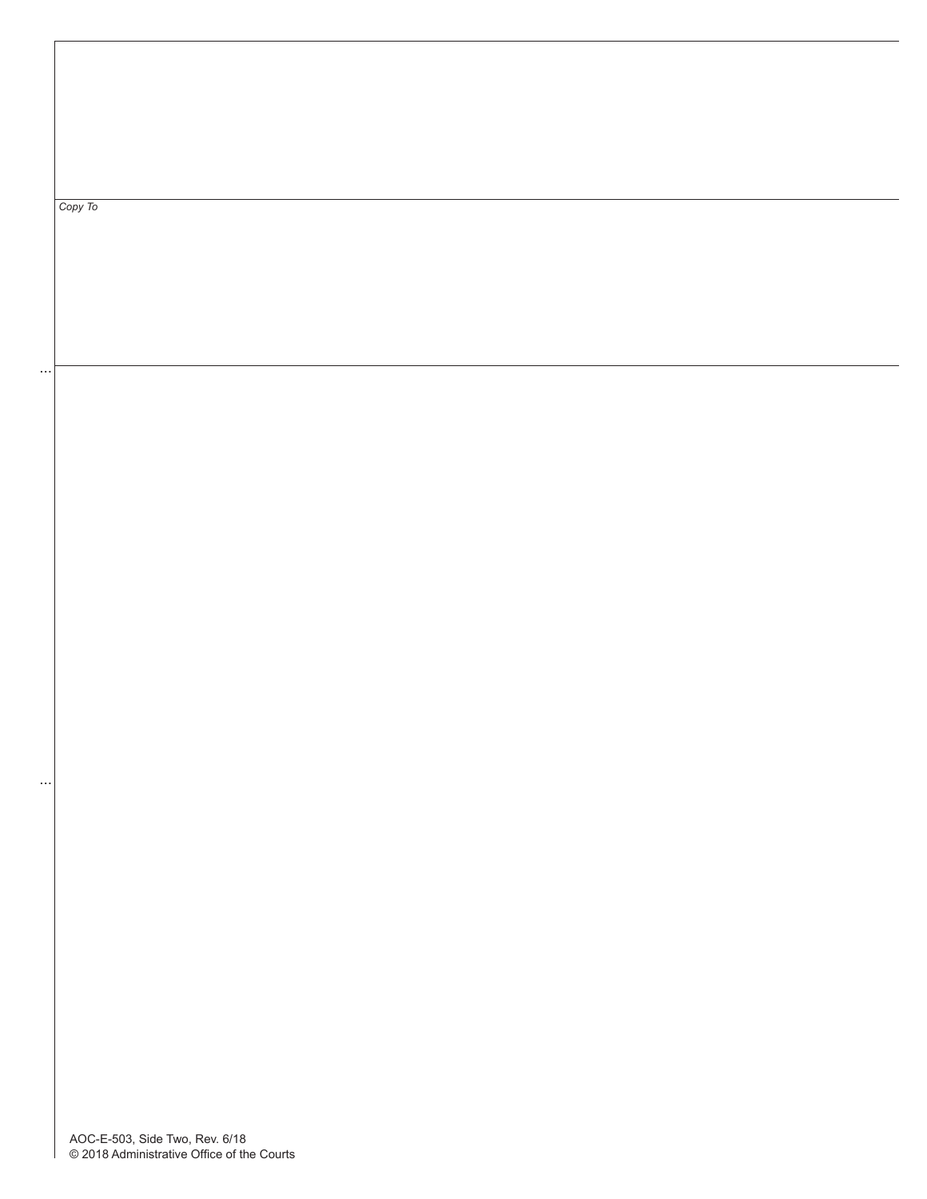*Copy To*

AOC-E-503, Side Two, Rev. 6/18
© 2018 Administrative Office of the Courts